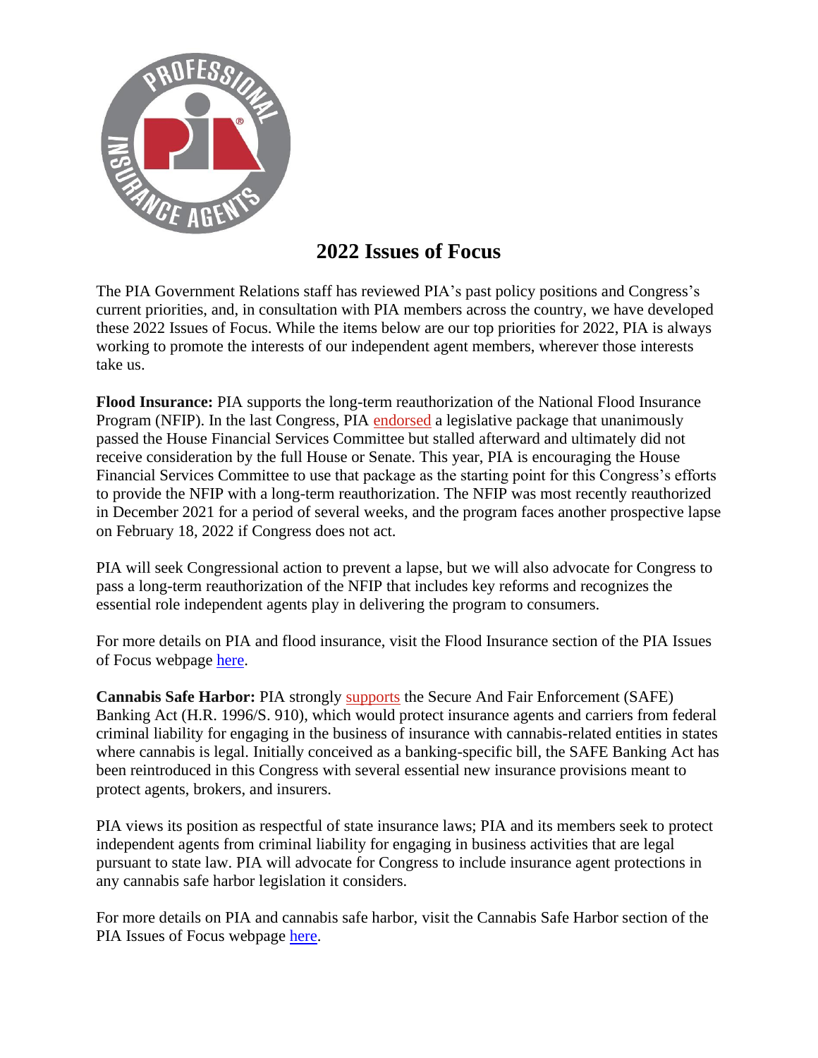# 2022 Issues of Focus

The PIA Government Relations staff has reviewed PIA's past policy positions and Congress's current priorities, and, in consultation with PIA members across the country, we have developed these 2022 Issues of Focus. While the items below are our top priorities for 2022, PIA is always working to promote the interests of our independent agent members, wherever those interests take us.

**Flood Insurance:** PIA supports the long-term reauthorization of the National Flood Insurance Program (NFIP). In the last Congress, PIA endorsed a legislative package that unanimously passed the House Financial Services Committee but stalled afterward and ultimately did not receive consideration by the full House or Senate. This year, PIA is encouraging the House Financial Services Committee to use that package as the starting point for this Congress's efforts to provide the NFIP with a long-term reauthorization. The NFIP was most recently reauthorized in December 2021 for a period of several weeks, and the program faces another prospective lapse on February 18, 2022 if Congress does not act.

PIA will seek Congressional action to prevent a lapse, but we will also advocate for Congress to pass a long-term reauthorization of the NFIP that includes key reforms and recognizes the essential role independent agents play in delivering the program to consumers.

For more details on PIA and flood insurance, visit the Flood Insurance section of the PIA Issues of Focus webpage here.

**Cannabis Safe Harbor:** PIA strongly supports the Secure And Fair Enforcement (SAFE) Banking Act (H.R. 1996/S. 910), which would protect insurance agents and carriers from federal criminal liability for engaging in the business of insurance with cannabis-related entities in states where cannabis is legal. Initially conceived as a banking-specific bill, the SAFE Banking Act has been reintroduced in this Congress with several essential new insurance provisions meant to protect agents, brokers, and insurers.

PIA views its position as respectful of state insurance laws; PIA and its members seek to protect independent agents from criminal liability for engaging in business activities that are legal pursuant to state law. PIA will advocate for Congress to include insurance agent protections in any cannabis safe harbor legislation it considers.

For more details on PIA and cannabis safe harbor, visit the Cannabis Safe Harbor section of the PIA Issues of Focus webpage here.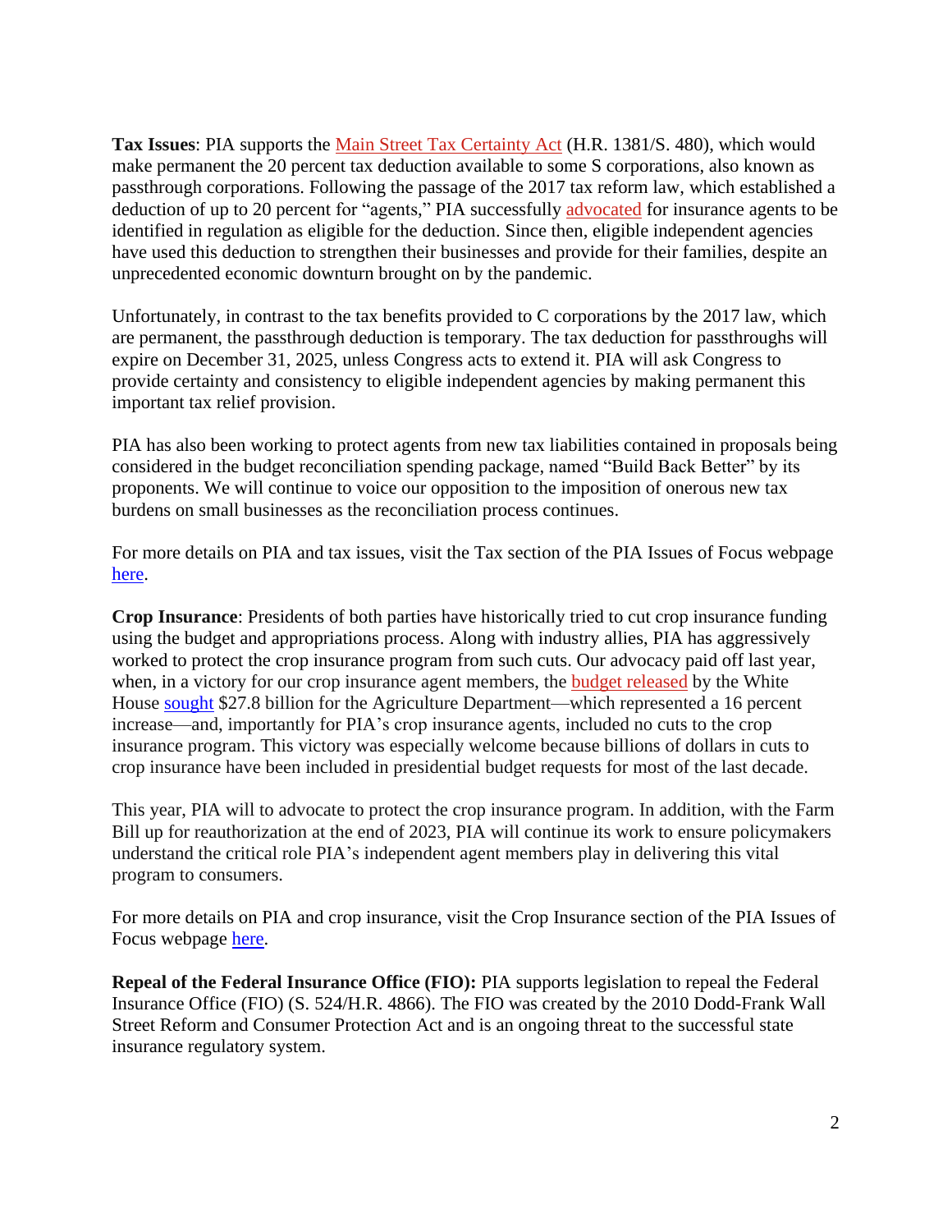**Tax Issues**: PIA supports the Main Street Tax Certainty Act (H.R. 1381/S. 480), which would make permanent the 20 percent tax deduction available to some S corporations, also known as passthrough corporations. Following the passage of the 2017 tax reform law, which established a deduction of up to 20 percent for "agents," PIA successfully advocated for insurance agents to be identified in regulation as eligible for the deduction. Since then, eligible independent agencies have used this deduction to strengthen their businesses and provide for their families, despite an unprecedented economic downturn brought on by the pandemic.

Unfortunately, in contrast to the tax benefits provided to C corporations by the 2017 law, which are permanent, the passthrough deduction is temporary. The tax deduction for passthroughs will expire on December 31, 2025, unless Congress acts to extend it. PIA will ask Congress to provide certainty and consistency to eligible independent agencies by making permanent this important tax relief provision.

PIA has also been working to protect agents from new tax liabilities contained in proposals being considered in the budget reconciliation spending package, named "Build Back Better" by its proponents. We will continue to voice our opposition to the imposition of onerous new tax burdens on small businesses as the reconciliation process continues.

For more details on PIA and tax issues, visit the Tax section of the PIA Issues of Focus webpage here.

**Crop Insurance**: Presidents of both parties have historically tried to cut crop insurance funding using the budget and appropriations process. Along with industry allies, PIA has aggressively worked to protect the crop insurance program from such cuts. Our advocacy paid off last year, when, in a victory for our crop insurance agent members, the budget released by the White House sought $27.8 billion for the Agriculture Department—which represented a 16 percent increase—and, importantly for PIA's crop insurance agents, included no cuts to the crop insurance program. This victory was especially welcome because billions of dollars in cuts to crop insurance have been included in presidential budget requests for most of the last decade.

This year, PIA will to advocate to protect the crop insurance program. In addition, with the Farm Bill up for reauthorization at the end of 2023, PIA will continue its work to ensure policymakers understand the critical role PIA's independent agent members play in delivering this vital program to consumers.

For more details on PIA and crop insurance, visit the Crop Insurance section of the PIA Issues of Focus webpage here.

**Repeal of the Federal Insurance Office (FIO):** PIA supports legislation to repeal the Federal Insurance Office (FIO) (S. 524/H.R. 4866). The FIO was created by the 2010 Dodd-Frank Wall Street Reform and Consumer Protection Act and is an ongoing threat to the successful state insurance regulatory system.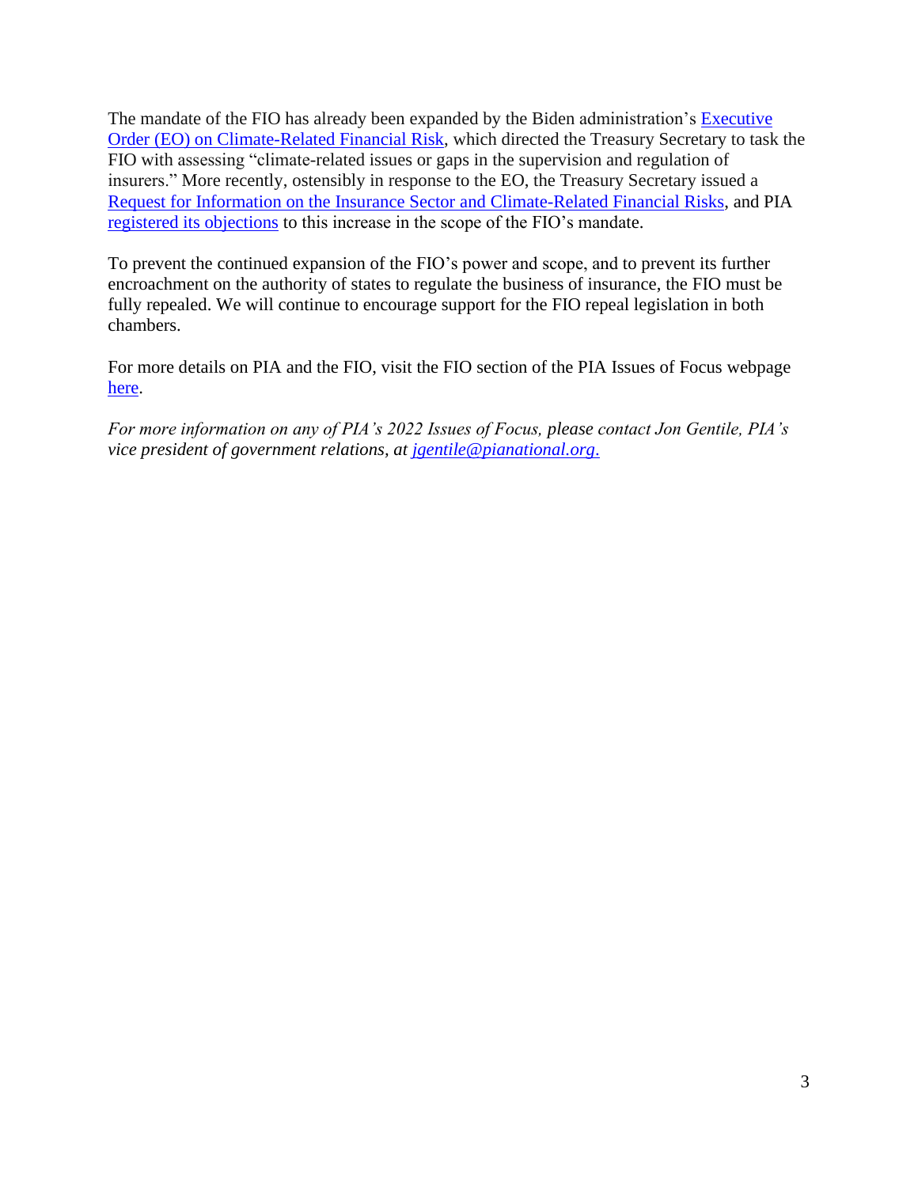The mandate of the FIO has already been expanded by the Biden administration's [Executive Order (EO) on Climate-Related Financial Risk](), which directed the Treasury Secretary to task the FIO with assessing "climate-related issues or gaps in the supervision and regulation of insurers." More recently, ostensibly in response to the EO, the Treasury Secretary issued a [Request for Information on the Insurance Sector and Climate-Related Financial Risks](), and PIA [registered its objections]() to this increase in the scope of the FIO's mandate.

To prevent the continued expansion of the FIO's power and scope, and to prevent its further encroachment on the authority of states to regulate the business of insurance, the FIO must be fully repealed. We will continue to encourage support for the FIO repeal legislation in both chambers.

For more details on PIA and the FIO, visit the FIO section of the PIA Issues of Focus webpage [here]().

*For more information on any of PIA's 2022 Issues of Focus, please contact Jon Gentile, PIA's vice president of government relations, at jgentile@pianational.org.*